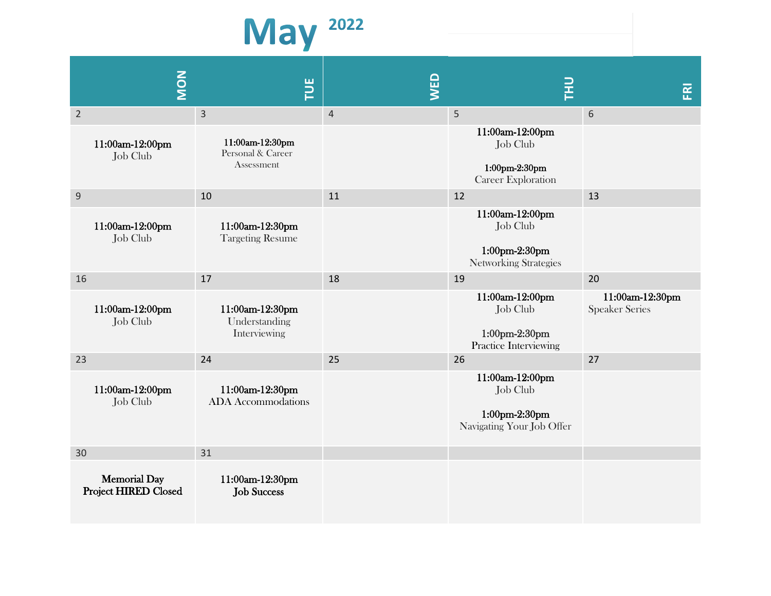# May 2022

| MON | TUE | WED | THU | FRI |
|---|---|---|---|---|
| 2 | 3 | 4 | 5 | 6 |
| **11:00am-12:00pm** Job Club | **11:00am-12:30pm** Personal & Career Assessment | | **11:00am-12:00pm** Job Club<br><br>**1:00pm-2:30pm** Career Exploration | |
| 9 | 10 | 11 | 12 | 13 |
| **11:00am-12:00pm** Job Club | **11:00am-12:30pm** Targeting Resume | | **11:00am-12:00pm** Job Club<br><br>**1:00pm-2:30pm** Networking Strategies | |
| 16 | 17 | 18 | 19 | 20 |
| **11:00am-12:00pm** Job Club | **11:00am-12:30pm** Understanding Interviewing | | **11:00am-12:00pm** Job Club<br><br>**1:00pm-2:30pm** Practice Interviewing | **11:00am-12:30pm** Speaker Series |
| 23 | 24 | 25 | 26 | 27 |
| **11:00am-12:00pm** Job Club | **11:00am-12:30pm** ADA Accommodations | | **11:00am-12:00pm** Job Club<br><br>**1:00pm-2:30pm** Navigating Your Job Offer | |
| 30 | 31 | | | |
| **Memorial Day Project HIRED Closed** | **11:00am-12:30pm** **Job Success** | | | |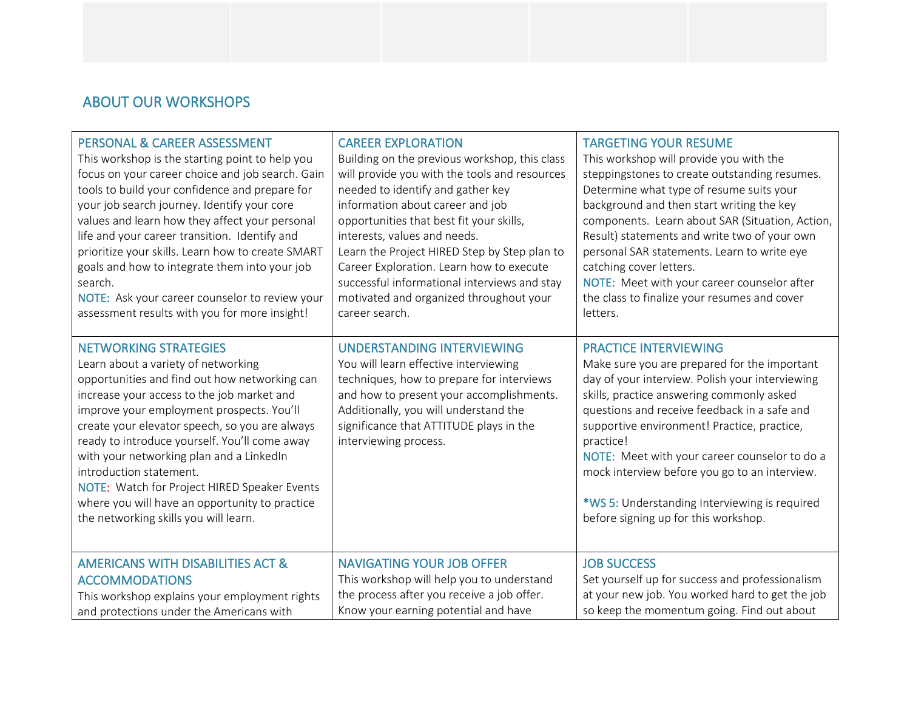## ABOUT OUR WORKSHOPS

| PERSONAL & CAREER ASSESSMENT<br>This workshop is the starting point to help you focus on your career choice and job search. Gain tools to build your confidence and prepare for your job search journey. Identify your core values and learn how they affect your personal life and your career transition. Identify and prioritize your skills. Learn how to create SMART goals and how to integrate them into your job search.<br>NOTE: Ask your career counselor to review your assessment results with you for more insight! | CAREER EXPLORATION<br>Building on the previous workshop, this class will provide you with the tools and resources needed to identify and gather key information about career and job opportunities that best fit your skills, interests, values and needs.<br>Learn the Project HIRED Step by Step plan to Career Exploration. Learn how to execute successful informational interviews and stay motivated and organized throughout your career search. | TARGETING YOUR RESUME<br>This workshop will provide you with the steppingstones to create outstanding resumes. Determine what type of resume suits your background and then start writing the key components. Learn about SAR (Situation, Action, Result) statements and write two of your own personal SAR statements. Learn to write eye catching cover letters.<br>NOTE: Meet with your career counselor after the class to finalize your resumes and cover letters. |
|---|---|---|
| NETWORKING STRATEGIES<br>Learn about a variety of networking opportunities and find out how networking can increase your access to the job market and improve your employment prospects. You'll create your elevator speech, so you are always ready to introduce yourself. You'll come away with your networking plan and a LinkedIn introduction statement.<br>NOTE: Watch for Project HIRED Speaker Events where you will have an opportunity to practice the networking skills you will learn. | UNDERSTANDING INTERVIEWING<br>You will learn effective interviewing techniques, how to prepare for interviews and how to present your accomplishments. Additionally, you will understand the significance that ATTITUDE plays in the interviewing process. | PRACTICE INTERVIEWING<br>Make sure you are prepared for the important day of your interview. Polish your interviewing skills, practice answering commonly asked questions and receive feedback in a safe and supportive environment! Practice, practice, practice!<br>NOTE: Meet with your career counselor to do a mock interview before you go to an interview.<br><br>*WS 5: Understanding Interviewing is required before signing up for this workshop. |
| AMERICANS WITH DISABILITIES ACT & ACCOMMODATIONS<br>This workshop explains your employment rights and protections under the Americans with | NAVIGATING YOUR JOB OFFER<br>This workshop will help you to understand the process after you receive a job offer. Know your earning potential and have | JOB SUCCESS<br>Set yourself up for success and professionalism at your new job. You worked hard to get the job so keep the momentum going. Find out about |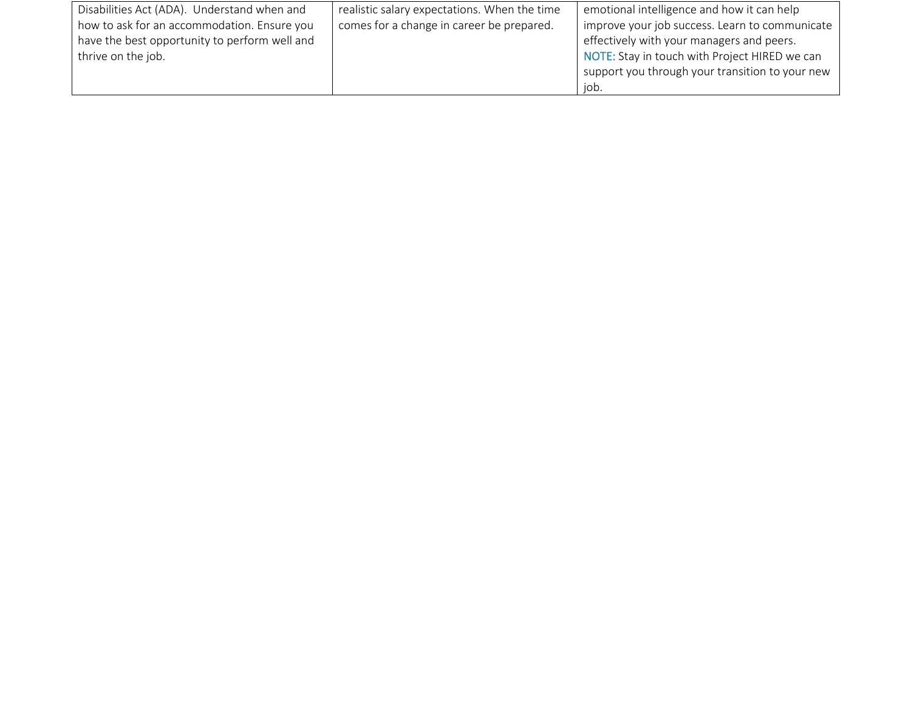| | | |
|---|---|---|
| Disabilities Act (ADA). Understand when and how to ask for an accommodation. Ensure you have the best opportunity to perform well and thrive on the job. | realistic salary expectations. When the time comes for a change in career be prepared. | emotional intelligence and how it can help improve your job success. Learn to communicate effectively with your managers and peers. NOTE: Stay in touch with Project HIRED we can support you through your transition to your new job. |